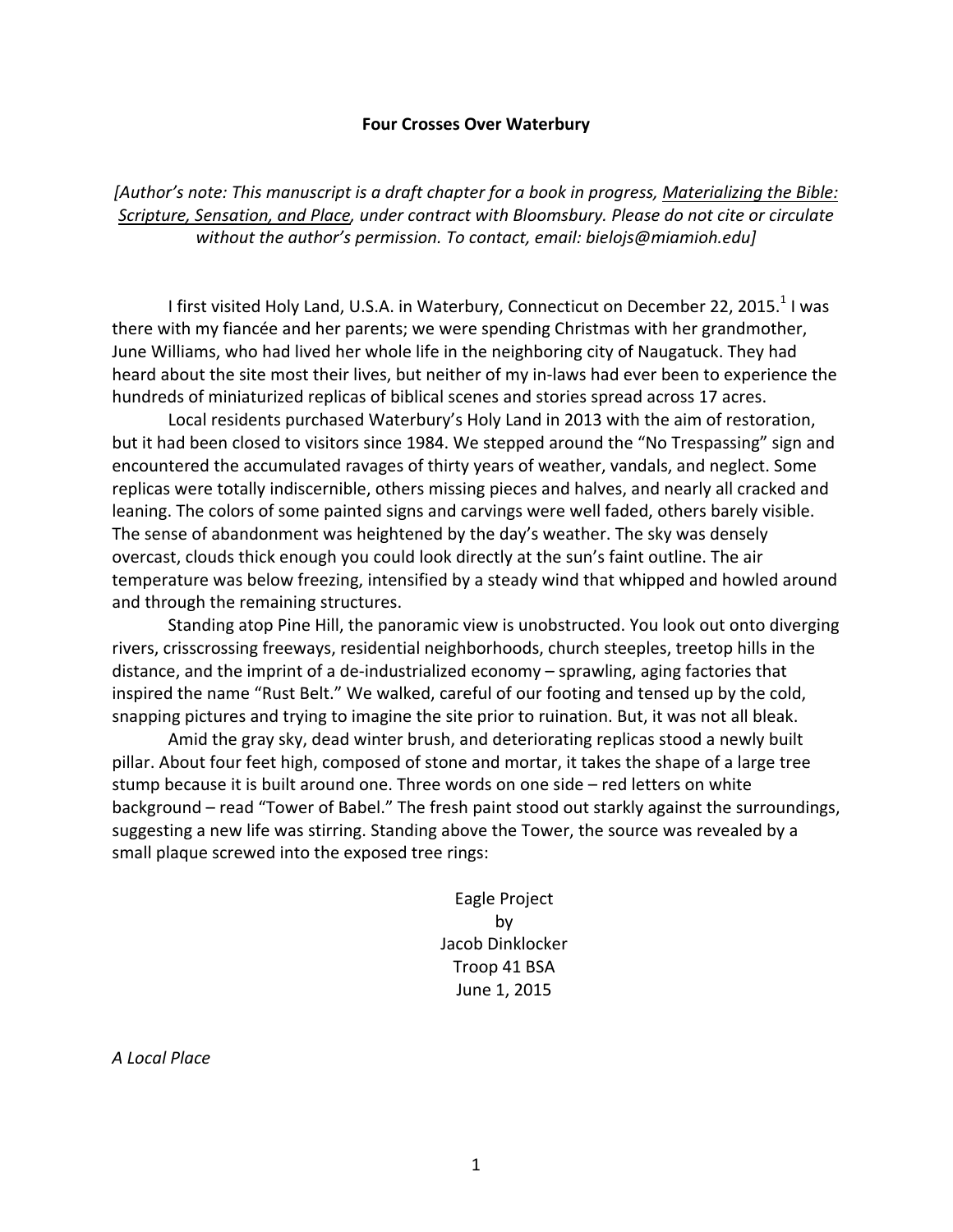# Four Crosses Over Waterbury

*[Author's note: This manuscript is a draft chapter for a book in progress, Materializing the Bible: Scripture, Sensation, and Place, under contract with Bloomsbury. Please do not cite or circulate without the author's permission. To contact, email: bielojs@miamioh.edu]*

I first visited Holy Land, U.S.A. in Waterbury, Connecticut on December 22, 2015.[1] I was there with my fiancée and her parents; we were spending Christmas with her grandmother, June Williams, who had lived her whole life in the neighboring city of Naugatuck. They had heard about the site most their lives, but neither of my in-laws had ever been to experience the hundreds of miniaturized replicas of biblical scenes and stories spread across 17 acres.

Local residents purchased Waterbury's Holy Land in 2013 with the aim of restoration, but it had been closed to visitors since 1984. We stepped around the "No Trespassing" sign and encountered the accumulated ravages of thirty years of weather, vandals, and neglect. Some replicas were totally indiscernible, others missing pieces and halves, and nearly all cracked and leaning. The colors of some painted signs and carvings were well faded, others barely visible. The sense of abandonment was heightened by the day's weather. The sky was densely overcast, clouds thick enough you could look directly at the sun's faint outline. The air temperature was below freezing, intensified by a steady wind that whipped and howled around and through the remaining structures.

Standing atop Pine Hill, the panoramic view is unobstructed. You look out onto diverging rivers, crisscrossing freeways, residential neighborhoods, church steeples, treetop hills in the distance, and the imprint of a de-industrialized economy – sprawling, aging factories that inspired the name "Rust Belt." We walked, careful of our footing and tensed up by the cold, snapping pictures and trying to imagine the site prior to ruination. But, it was not all bleak.

Amid the gray sky, dead winter brush, and deteriorating replicas stood a newly built pillar. About four feet high, composed of stone and mortar, it takes the shape of a large tree stump because it is built around one. Three words on one side – red letters on white background – read "Tower of Babel." The fresh paint stood out starkly against the surroundings, suggesting a new life was stirring. Standing above the Tower, the source was revealed by a small plaque screwed into the exposed tree rings:

Eagle Project  
by  
Jacob Dinklocker  
Troop 41 BSA  
June 1, 2015

*A Local Place*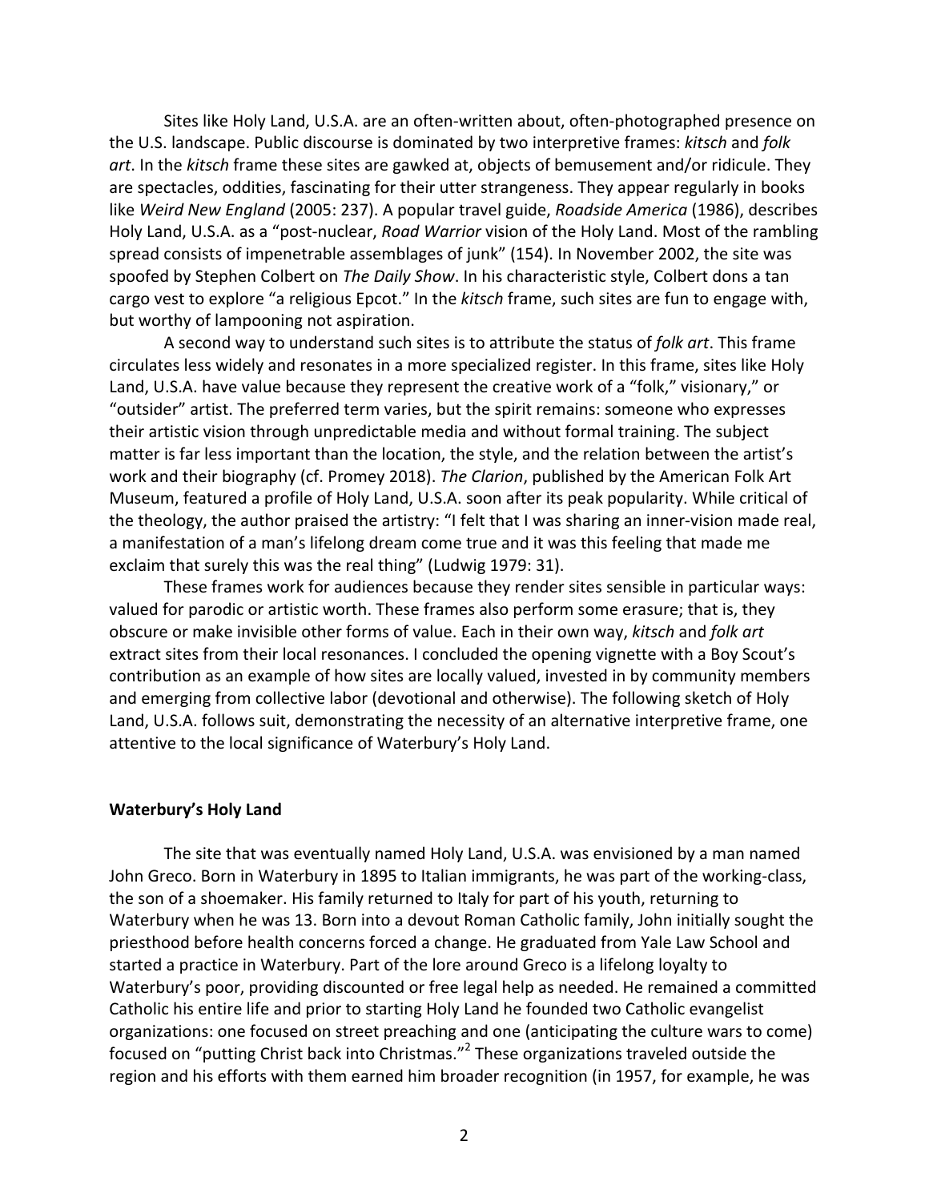Sites like Holy Land, U.S.A. are an often-written about, often-photographed presence on the U.S. landscape. Public discourse is dominated by two interpretive frames: *kitsch* and *folk art*. In the *kitsch* frame these sites are gawked at, objects of bemusement and/or ridicule. They are spectacles, oddities, fascinating for their utter strangeness. They appear regularly in books like *Weird New England* (2005: 237). A popular travel guide, *Roadside America* (1986), describes Holy Land, U.S.A. as a "post-nuclear, *Road Warrior* vision of the Holy Land. Most of the rambling spread consists of impenetrable assemblages of junk" (154). In November 2002, the site was spoofed by Stephen Colbert on *The Daily Show*. In his characteristic style, Colbert dons a tan cargo vest to explore "a religious Epcot." In the *kitsch* frame, such sites are fun to engage with, but worthy of lampooning not aspiration.

A second way to understand such sites is to attribute the status of *folk art*. This frame circulates less widely and resonates in a more specialized register. In this frame, sites like Holy Land, U.S.A. have value because they represent the creative work of a "folk," visionary," or "outsider" artist. The preferred term varies, but the spirit remains: someone who expresses their artistic vision through unpredictable media and without formal training. The subject matter is far less important than the location, the style, and the relation between the artist's work and their biography (cf. Promey 2018). *The Clarion*, published by the American Folk Art Museum, featured a profile of Holy Land, U.S.A. soon after its peak popularity. While critical of the theology, the author praised the artistry: "I felt that I was sharing an inner-vision made real, a manifestation of a man's lifelong dream come true and it was this feeling that made me exclaim that surely this was the real thing" (Ludwig 1979: 31).

These frames work for audiences because they render sites sensible in particular ways: valued for parodic or artistic worth. These frames also perform some erasure; that is, they obscure or make invisible other forms of value. Each in their own way, *kitsch* and *folk art* extract sites from their local resonances. I concluded the opening vignette with a Boy Scout's contribution as an example of how sites are locally valued, invested in by community members and emerging from collective labor (devotional and otherwise). The following sketch of Holy Land, U.S.A. follows suit, demonstrating the necessity of an alternative interpretive frame, one attentive to the local significance of Waterbury's Holy Land.

## Waterbury's Holy Land

The site that was eventually named Holy Land, U.S.A. was envisioned by a man named John Greco. Born in Waterbury in 1895 to Italian immigrants, he was part of the working-class, the son of a shoemaker. His family returned to Italy for part of his youth, returning to Waterbury when he was 13. Born into a devout Roman Catholic family, John initially sought the priesthood before health concerns forced a change. He graduated from Yale Law School and started a practice in Waterbury. Part of the lore around Greco is a lifelong loyalty to Waterbury's poor, providing discounted or free legal help as needed. He remained a committed Catholic his entire life and prior to starting Holy Land he founded two Catholic evangelist organizations: one focused on street preaching and one (anticipating the culture wars to come) focused on "putting Christ back into Christmas."[2] These organizations traveled outside the region and his efforts with them earned him broader recognition (in 1957, for example, he was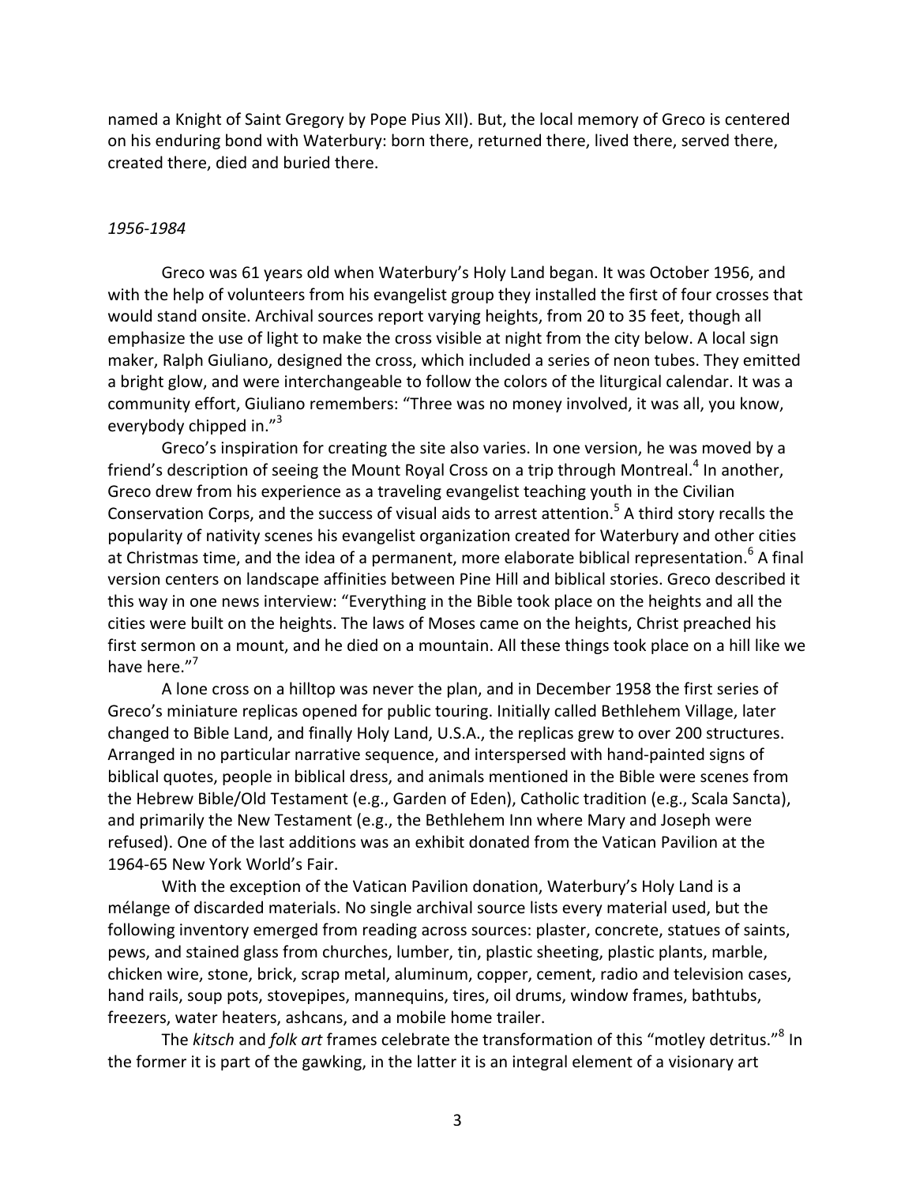named a Knight of Saint Gregory by Pope Pius XII). But, the local memory of Greco is centered on his enduring bond with Waterbury: born there, returned there, lived there, served there, created there, died and buried there.

*1956-1984*

Greco was 61 years old when Waterbury's Holy Land began. It was October 1956, and with the help of volunteers from his evangelist group they installed the first of four crosses that would stand onsite. Archival sources report varying heights, from 20 to 35 feet, though all emphasize the use of light to make the cross visible at night from the city below. A local sign maker, Ralph Giuliano, designed the cross, which included a series of neon tubes. They emitted a bright glow, and were interchangeable to follow the colors of the liturgical calendar. It was a community effort, Giuliano remembers: "Three was no money involved, it was all, you know, everybody chipped in."[3]

Greco's inspiration for creating the site also varies. In one version, he was moved by a friend's description of seeing the Mount Royal Cross on a trip through Montreal.[4] In another, Greco drew from his experience as a traveling evangelist teaching youth in the Civilian Conservation Corps, and the success of visual aids to arrest attention.[5] A third story recalls the popularity of nativity scenes his evangelist organization created for Waterbury and other cities at Christmas time, and the idea of a permanent, more elaborate biblical representation.[6] A final version centers on landscape affinities between Pine Hill and biblical stories. Greco described it this way in one news interview: "Everything in the Bible took place on the heights and all the cities were built on the heights. The laws of Moses came on the heights, Christ preached his first sermon on a mount, and he died on a mountain. All these things took place on a hill like we have here."[7]

A lone cross on a hilltop was never the plan, and in December 1958 the first series of Greco's miniature replicas opened for public touring. Initially called Bethlehem Village, later changed to Bible Land, and finally Holy Land, U.S.A., the replicas grew to over 200 structures. Arranged in no particular narrative sequence, and interspersed with hand-painted signs of biblical quotes, people in biblical dress, and animals mentioned in the Bible were scenes from the Hebrew Bible/Old Testament (e.g., Garden of Eden), Catholic tradition (e.g., Scala Sancta), and primarily the New Testament (e.g., the Bethlehem Inn where Mary and Joseph were refused). One of the last additions was an exhibit donated from the Vatican Pavilion at the 1964-65 New York World's Fair.

With the exception of the Vatican Pavilion donation, Waterbury's Holy Land is a mélange of discarded materials. No single archival source lists every material used, but the following inventory emerged from reading across sources: plaster, concrete, statues of saints, pews, and stained glass from churches, lumber, tin, plastic sheeting, plastic plants, marble, chicken wire, stone, brick, scrap metal, aluminum, copper, cement, radio and television cases, hand rails, soup pots, stovepipes, mannequins, tires, oil drums, window frames, bathtubs, freezers, water heaters, ashcans, and a mobile home trailer.

The *kitsch* and *folk art* frames celebrate the transformation of this "motley detritus."[8] In the former it is part of the gawking, in the latter it is an integral element of a visionary art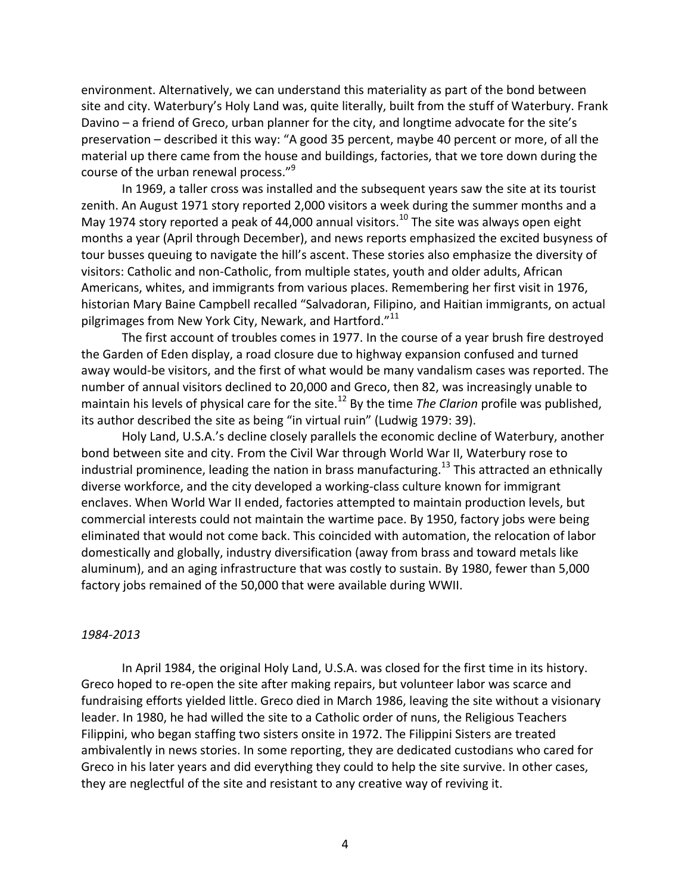environment. Alternatively, we can understand this materiality as part of the bond between site and city. Waterbury's Holy Land was, quite literally, built from the stuff of Waterbury. Frank Davino – a friend of Greco, urban planner for the city, and longtime advocate for the site's preservation – described it this way: "A good 35 percent, maybe 40 percent or more, of all the material up there came from the house and buildings, factories, that we tore down during the course of the urban renewal process."[9]

In 1969, a taller cross was installed and the subsequent years saw the site at its tourist zenith. An August 1971 story reported 2,000 visitors a week during the summer months and a May 1974 story reported a peak of 44,000 annual visitors.[10] The site was always open eight months a year (April through December), and news reports emphasized the excited busyness of tour busses queuing to navigate the hill's ascent. These stories also emphasize the diversity of visitors: Catholic and non-Catholic, from multiple states, youth and older adults, African Americans, whites, and immigrants from various places. Remembering her first visit in 1976, historian Mary Baine Campbell recalled "Salvadoran, Filipino, and Haitian immigrants, on actual pilgrimages from New York City, Newark, and Hartford."[11]

The first account of troubles comes in 1977. In the course of a year brush fire destroyed the Garden of Eden display, a road closure due to highway expansion confused and turned away would-be visitors, and the first of what would be many vandalism cases was reported. The number of annual visitors declined to 20,000 and Greco, then 82, was increasingly unable to maintain his levels of physical care for the site.[12] By the time *The Clarion* profile was published, its author described the site as being "in virtual ruin" (Ludwig 1979: 39).

Holy Land, U.S.A.'s decline closely parallels the economic decline of Waterbury, another bond between site and city. From the Civil War through World War II, Waterbury rose to industrial prominence, leading the nation in brass manufacturing.[13] This attracted an ethnically diverse workforce, and the city developed a working-class culture known for immigrant enclaves. When World War II ended, factories attempted to maintain production levels, but commercial interests could not maintain the wartime pace. By 1950, factory jobs were being eliminated that would not come back. This coincided with automation, the relocation of labor domestically and globally, industry diversification (away from brass and toward metals like aluminum), and an aging infrastructure that was costly to sustain. By 1980, fewer than 5,000 factory jobs remained of the 50,000 that were available during WWII.

### *1984-2013*

In April 1984, the original Holy Land, U.S.A. was closed for the first time in its history. Greco hoped to re-open the site after making repairs, but volunteer labor was scarce and fundraising efforts yielded little. Greco died in March 1986, leaving the site without a visionary leader. In 1980, he had willed the site to a Catholic order of nuns, the Religious Teachers Filippini, who began staffing two sisters onsite in 1972. The Filippini Sisters are treated ambivalently in news stories. In some reporting, they are dedicated custodians who cared for Greco in his later years and did everything they could to help the site survive. In other cases, they are neglectful of the site and resistant to any creative way of reviving it.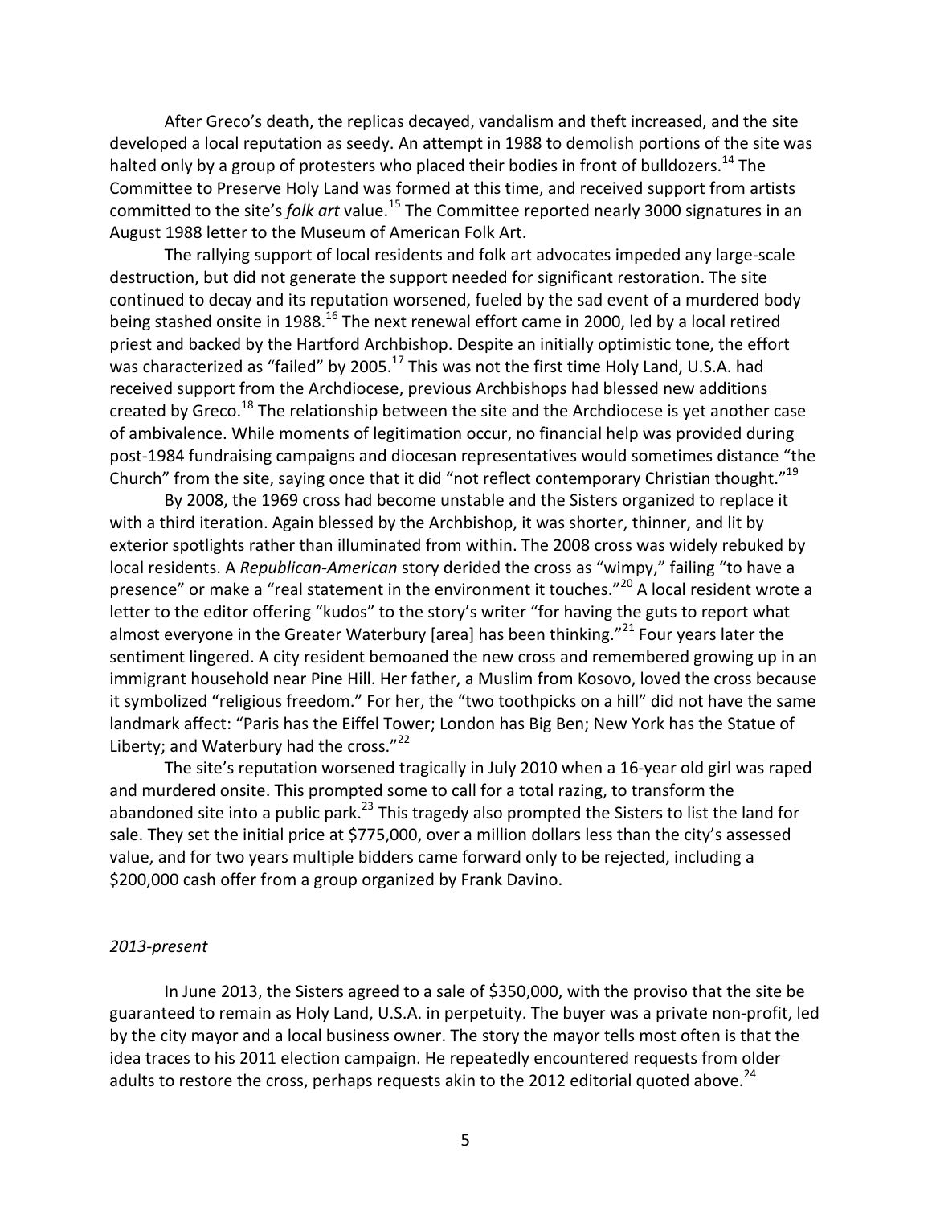After Greco's death, the replicas decayed, vandalism and theft increased, and the site developed a local reputation as seedy. An attempt in 1988 to demolish portions of the site was halted only by a group of protesters who placed their bodies in front of bulldozers.[14] The Committee to Preserve Holy Land was formed at this time, and received support from artists committed to the site's *folk art* value.[15] The Committee reported nearly 3000 signatures in an August 1988 letter to the Museum of American Folk Art.

The rallying support of local residents and folk art advocates impeded any large-scale destruction, but did not generate the support needed for significant restoration. The site continued to decay and its reputation worsened, fueled by the sad event of a murdered body being stashed onsite in 1988.[16] The next renewal effort came in 2000, led by a local retired priest and backed by the Hartford Archbishop. Despite an initially optimistic tone, the effort was characterized as "failed" by 2005.[17] This was not the first time Holy Land, U.S.A. had received support from the Archdiocese, previous Archbishops had blessed new additions created by Greco.[18] The relationship between the site and the Archdiocese is yet another case of ambivalence. While moments of legitimation occur, no financial help was provided during post-1984 fundraising campaigns and diocesan representatives would sometimes distance "the Church" from the site, saying once that it did "not reflect contemporary Christian thought."[19]

By 2008, the 1969 cross had become unstable and the Sisters organized to replace it with a third iteration. Again blessed by the Archbishop, it was shorter, thinner, and lit by exterior spotlights rather than illuminated from within. The 2008 cross was widely rebuked by local residents. A *Republican-American* story derided the cross as "wimpy," failing "to have a presence" or make a "real statement in the environment it touches."[20] A local resident wrote a letter to the editor offering "kudos" to the story's writer "for having the guts to report what almost everyone in the Greater Waterbury [area] has been thinking."[21] Four years later the sentiment lingered. A city resident bemoaned the new cross and remembered growing up in an immigrant household near Pine Hill. Her father, a Muslim from Kosovo, loved the cross because it symbolized "religious freedom." For her, the "two toothpicks on a hill" did not have the same landmark affect: "Paris has the Eiffel Tower; London has Big Ben; New York has the Statue of Liberty; and Waterbury had the cross."[22]

The site's reputation worsened tragically in July 2010 when a 16-year old girl was raped and murdered onsite. This prompted some to call for a total razing, to transform the abandoned site into a public park.[23] This tragedy also prompted the Sisters to list the land for sale. They set the initial price at $775,000, over a million dollars less than the city's assessed value, and for two years multiple bidders came forward only to be rejected, including a $200,000 cash offer from a group organized by Frank Davino.

*2013-present*

In June 2013, the Sisters agreed to a sale of $350,000, with the proviso that the site be guaranteed to remain as Holy Land, U.S.A. in perpetuity. The buyer was a private non-profit, led by the city mayor and a local business owner. The story the mayor tells most often is that the idea traces to his 2011 election campaign. He repeatedly encountered requests from older adults to restore the cross, perhaps requests akin to the 2012 editorial quoted above.[24]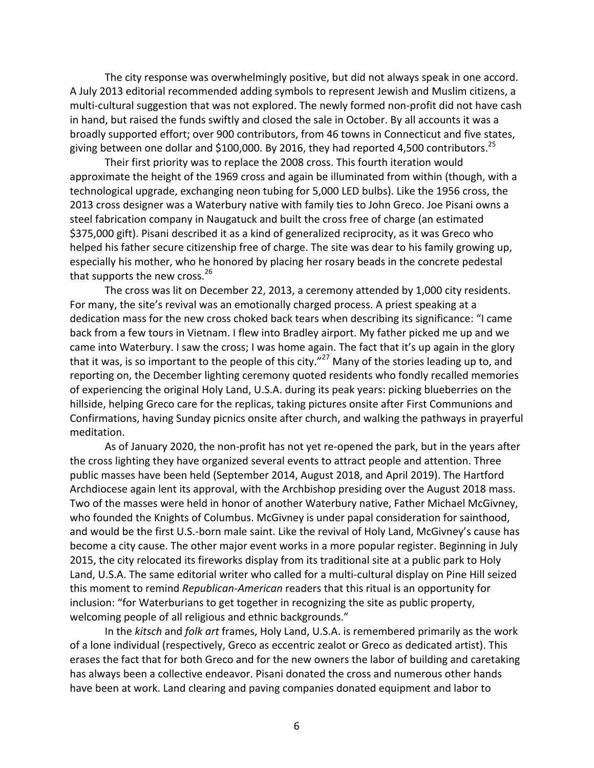The city response was overwhelmingly positive, but did not always speak in one accord. A July 2013 editorial recommended adding symbols to represent Jewish and Muslim citizens, a multi-cultural suggestion that was not explored. The newly formed non-profit did not have cash in hand, but raised the funds swiftly and closed the sale in October. By all accounts it was a broadly supported effort; over 900 contributors, from 46 towns in Connecticut and five states, giving between one dollar and $100,000. By 2016, they had reported 4,500 contributors.[25]

Their first priority was to replace the 2008 cross. This fourth iteration would approximate the height of the 1969 cross and again be illuminated from within (though, with a technological upgrade, exchanging neon tubing for 5,000 LED bulbs). Like the 1956 cross, the 2013 cross designer was a Waterbury native with family ties to John Greco. Joe Pisani owns a steel fabrication company in Naugatuck and built the cross free of charge (an estimated $375,000 gift). Pisani described it as a kind of generalized reciprocity, as it was Greco who helped his father secure citizenship free of charge. The site was dear to his family growing up, especially his mother, who he honored by placing her rosary beads in the concrete pedestal that supports the new cross.[26]

The cross was lit on December 22, 2013, a ceremony attended by 1,000 city residents. For many, the site's revival was an emotionally charged process. A priest speaking at a dedication mass for the new cross choked back tears when describing its significance: "I came back from a few tours in Vietnam. I flew into Bradley airport. My father picked me up and we came into Waterbury. I saw the cross; I was home again. The fact that it's up again in the glory that it was, is so important to the people of this city."[27] Many of the stories leading up to, and reporting on, the December lighting ceremony quoted residents who fondly recalled memories of experiencing the original Holy Land, U.S.A. during its peak years: picking blueberries on the hillside, helping Greco care for the replicas, taking pictures onsite after First Communions and Confirmations, having Sunday picnics onsite after church, and walking the pathways in prayerful meditation.

As of January 2020, the non-profit has not yet re-opened the park, but in the years after the cross lighting they have organized several events to attract people and attention. Three public masses have been held (September 2014, August 2018, and April 2019). The Hartford Archdiocese again lent its approval, with the Archbishop presiding over the August 2018 mass. Two of the masses were held in honor of another Waterbury native, Father Michael McGivney, who founded the Knights of Columbus. McGivney is under papal consideration for sainthood, and would be the first U.S.-born male saint. Like the revival of Holy Land, McGivney's cause has become a city cause. The other major event works in a more popular register. Beginning in July 2015, the city relocated its fireworks display from its traditional site at a public park to Holy Land, U.S.A. The same editorial writer who called for a multi-cultural display on Pine Hill seized this moment to remind *Republican-American* readers that this ritual is an opportunity for inclusion: "for Waterburians to get together in recognizing the site as public property, welcoming people of all religious and ethnic backgrounds."

In the *kitsch* and *folk art* frames, Holy Land, U.S.A. is remembered primarily as the work of a lone individual (respectively, Greco as eccentric zealot or Greco as dedicated artist). This erases the fact that for both Greco and for the new owners the labor of building and caretaking has always been a collective endeavor. Pisani donated the cross and numerous other hands have been at work. Land clearing and paving companies donated equipment and labor to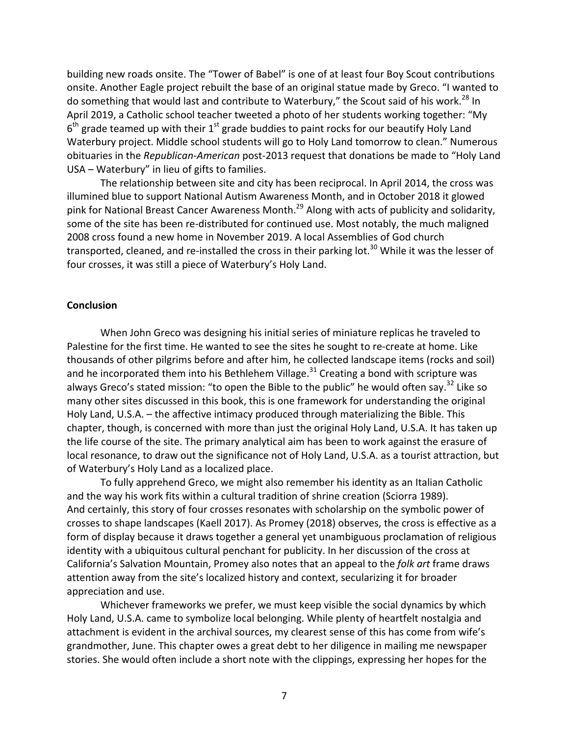building new roads onsite. The "Tower of Babel" is one of at least four Boy Scout contributions onsite. Another Eagle project rebuilt the base of an original statue made by Greco. "I wanted to do something that would last and contribute to Waterbury," the Scout said of his work.[28] In April 2019, a Catholic school teacher tweeted a photo of her students working together: "My 6th grade teamed up with their 1st grade buddies to paint rocks for our beautify Holy Land Waterbury project. Middle school students will go to Holy Land tomorrow to clean." Numerous obituaries in the *Republican-American* post-2013 request that donations be made to "Holy Land USA – Waterbury" in lieu of gifts to families.

The relationship between site and city has been reciprocal. In April 2014, the cross was illumined blue to support National Autism Awareness Month, and in October 2018 it glowed pink for National Breast Cancer Awareness Month.[29] Along with acts of publicity and solidarity, some of the site has been re-distributed for continued use. Most notably, the much maligned 2008 cross found a new home in November 2019. A local Assemblies of God church transported, cleaned, and re-installed the cross in their parking lot.[30] While it was the lesser of four crosses, it was still a piece of Waterbury's Holy Land.

## Conclusion

When John Greco was designing his initial series of miniature replicas he traveled to Palestine for the first time. He wanted to see the sites he sought to re-create at home. Like thousands of other pilgrims before and after him, he collected landscape items (rocks and soil) and he incorporated them into his Bethlehem Village.[31] Creating a bond with scripture was always Greco's stated mission: "to open the Bible to the public" he would often say.[32] Like so many other sites discussed in this book, this is one framework for understanding the original Holy Land, U.S.A. – the affective intimacy produced through materializing the Bible. This chapter, though, is concerned with more than just the original Holy Land, U.S.A. It has taken up the life course of the site. The primary analytical aim has been to work against the erasure of local resonance, to draw out the significance not of Holy Land, U.S.A. as a tourist attraction, but of Waterbury's Holy Land as a localized place.

To fully apprehend Greco, we might also remember his identity as an Italian Catholic and the way his work fits within a cultural tradition of shrine creation (Sciorra 1989). And certainly, this story of four crosses resonates with scholarship on the symbolic power of crosses to shape landscapes (Kaell 2017). As Promey (2018) observes, the cross is effective as a form of display because it draws together a general yet unambiguous proclamation of religious identity with a ubiquitous cultural penchant for publicity. In her discussion of the cross at California's Salvation Mountain, Promey also notes that an appeal to the *folk art* frame draws attention away from the site's localized history and context, secularizing it for broader appreciation and use.

Whichever frameworks we prefer, we must keep visible the social dynamics by which Holy Land, U.S.A. came to symbolize local belonging. While plenty of heartfelt nostalgia and attachment is evident in the archival sources, my clearest sense of this has come from wife's grandmother, June. This chapter owes a great debt to her diligence in mailing me newspaper stories. She would often include a short note with the clippings, expressing her hopes for the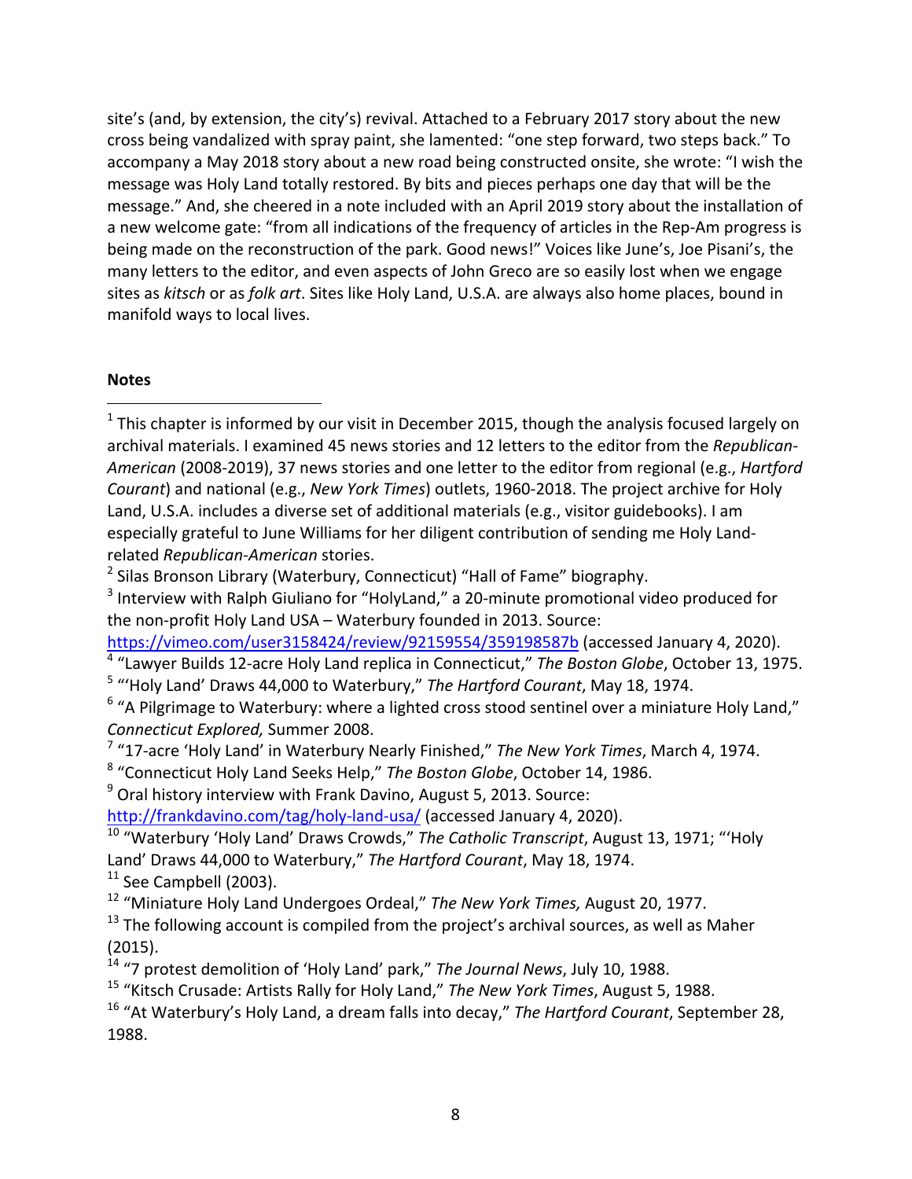site's (and, by extension, the city's) revival. Attached to a February 2017 story about the new cross being vandalized with spray paint, she lamented: "one step forward, two steps back." To accompany a May 2018 story about a new road being constructed onsite, she wrote: "I wish the message was Holy Land totally restored. By bits and pieces perhaps one day that will be the message." And, she cheered in a note included with an April 2019 story about the installation of a new welcome gate: "from all indications of the frequency of articles in the Rep-Am progress is being made on the reconstruction of the park. Good news!" Voices like June's, Joe Pisani's, the many letters to the editor, and even aspects of John Greco are so easily lost when we engage sites as *kitsch* or as *folk art*. Sites like Holy Land, U.S.A. are always also home places, bound in manifold ways to local lives.

**Notes**

[1] This chapter is informed by our visit in December 2015, though the analysis focused largely on archival materials. I examined 45 news stories and 12 letters to the editor from the *Republican-American* (2008-2019), 37 news stories and one letter to the editor from regional (e.g., *Hartford Courant*) and national (e.g., *New York Times*) outlets, 1960-2018. The project archive for Holy Land, U.S.A. includes a diverse set of additional materials (e.g., visitor guidebooks). I am especially grateful to June Williams for her diligent contribution of sending me Holy Land-related *Republican-American* stories.

[2] Silas Bronson Library (Waterbury, Connecticut) "Hall of Fame" biography.

[3] Interview with Ralph Giuliano for "HolyLand," a 20-minute promotional video produced for the non-profit Holy Land USA – Waterbury founded in 2013. Source: https://vimeo.com/user3158424/review/92159554/359198587b (accessed January 4, 2020).

[4] "Lawyer Builds 12-acre Holy Land replica in Connecticut," *The Boston Globe*, October 13, 1975.

[5] "'Holy Land' Draws 44,000 to Waterbury," *The Hartford Courant*, May 18, 1974.

[6] "A Pilgrimage to Waterbury: where a lighted cross stood sentinel over a miniature Holy Land," *Connecticut Explored,* Summer 2008.

[7] "17-acre 'Holy Land' in Waterbury Nearly Finished," *The New York Times*, March 4, 1974.

[8] "Connecticut Holy Land Seeks Help," *The Boston Globe*, October 14, 1986.

[9] Oral history interview with Frank Davino, August 5, 2013. Source: http://frankdavino.com/tag/holy-land-usa/ (accessed January 4, 2020).

[10] "Waterbury 'Holy Land' Draws Crowds," *The Catholic Transcript*, August 13, 1971; "'Holy Land' Draws 44,000 to Waterbury," *The Hartford Courant*, May 18, 1974.

[11] See Campbell (2003).

[12] "Miniature Holy Land Undergoes Ordeal," *The New York Times,* August 20, 1977.

[13] The following account is compiled from the project's archival sources, as well as Maher (2015).

[14] "7 protest demolition of 'Holy Land' park," *The Journal News*, July 10, 1988.

[15] "Kitsch Crusade: Artists Rally for Holy Land," *The New York Times*, August 5, 1988.

[16] "At Waterbury's Holy Land, a dream falls into decay," *The Hartford Courant*, September 28, 1988.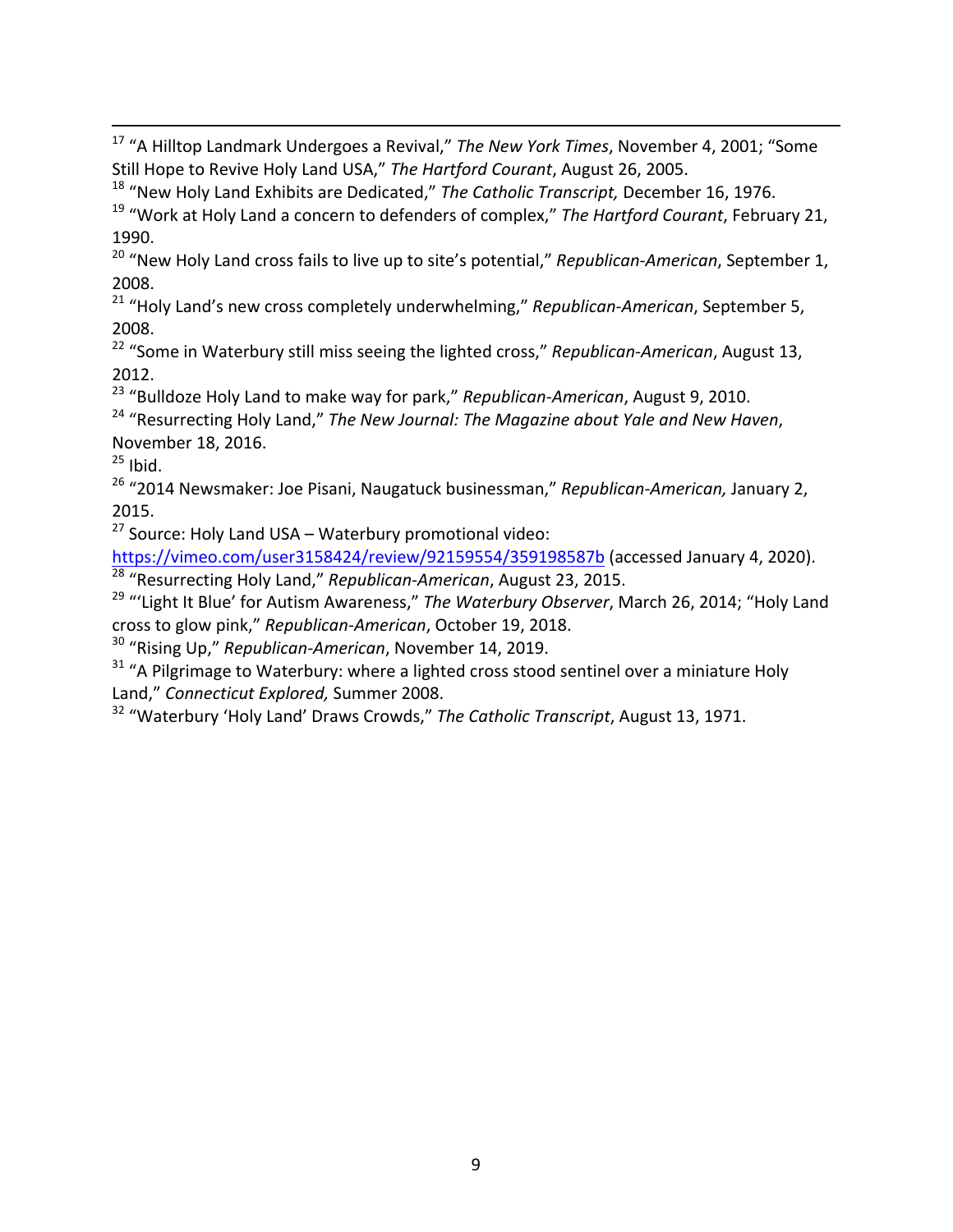[17] "A Hilltop Landmark Undergoes a Revival," *The New York Times*, November 4, 2001; "Some Still Hope to Revive Holy Land USA," *The Hartford Courant*, August 26, 2005.

[18] "New Holy Land Exhibits are Dedicated," *The Catholic Transcript,* December 16, 1976.

[19] "Work at Holy Land a concern to defenders of complex," *The Hartford Courant*, February 21, 1990.

[20] "New Holy Land cross fails to live up to site's potential," *Republican-American*, September 1, 2008.

[21] "Holy Land's new cross completely underwhelming," *Republican-American*, September 5, 2008.

[22] "Some in Waterbury still miss seeing the lighted cross," *Republican-American*, August 13, 2012.

[23] "Bulldoze Holy Land to make way for park," *Republican-American*, August 9, 2010.

[24] "Resurrecting Holy Land," *The New Journal: The Magazine about Yale and New Haven*, November 18, 2016.

[25] Ibid.

[26] "2014 Newsmaker: Joe Pisani, Naugatuck businessman," *Republican-American,* January 2, 2015.

[27] Source: Holy Land USA – Waterbury promotional video: https://vimeo.com/user3158424/review/92159554/359198587b (accessed January 4, 2020).

[28] "Resurrecting Holy Land," *Republican-American*, August 23, 2015.

[29] "'Light It Blue' for Autism Awareness," *The Waterbury Observer*, March 26, 2014; "Holy Land cross to glow pink," *Republican-American*, October 19, 2018.

[30] "Rising Up," *Republican-American*, November 14, 2019.

[31] "A Pilgrimage to Waterbury: where a lighted cross stood sentinel over a miniature Holy Land," *Connecticut Explored,* Summer 2008.

[32] "Waterbury 'Holy Land' Draws Crowds," *The Catholic Transcript*, August 13, 1971.